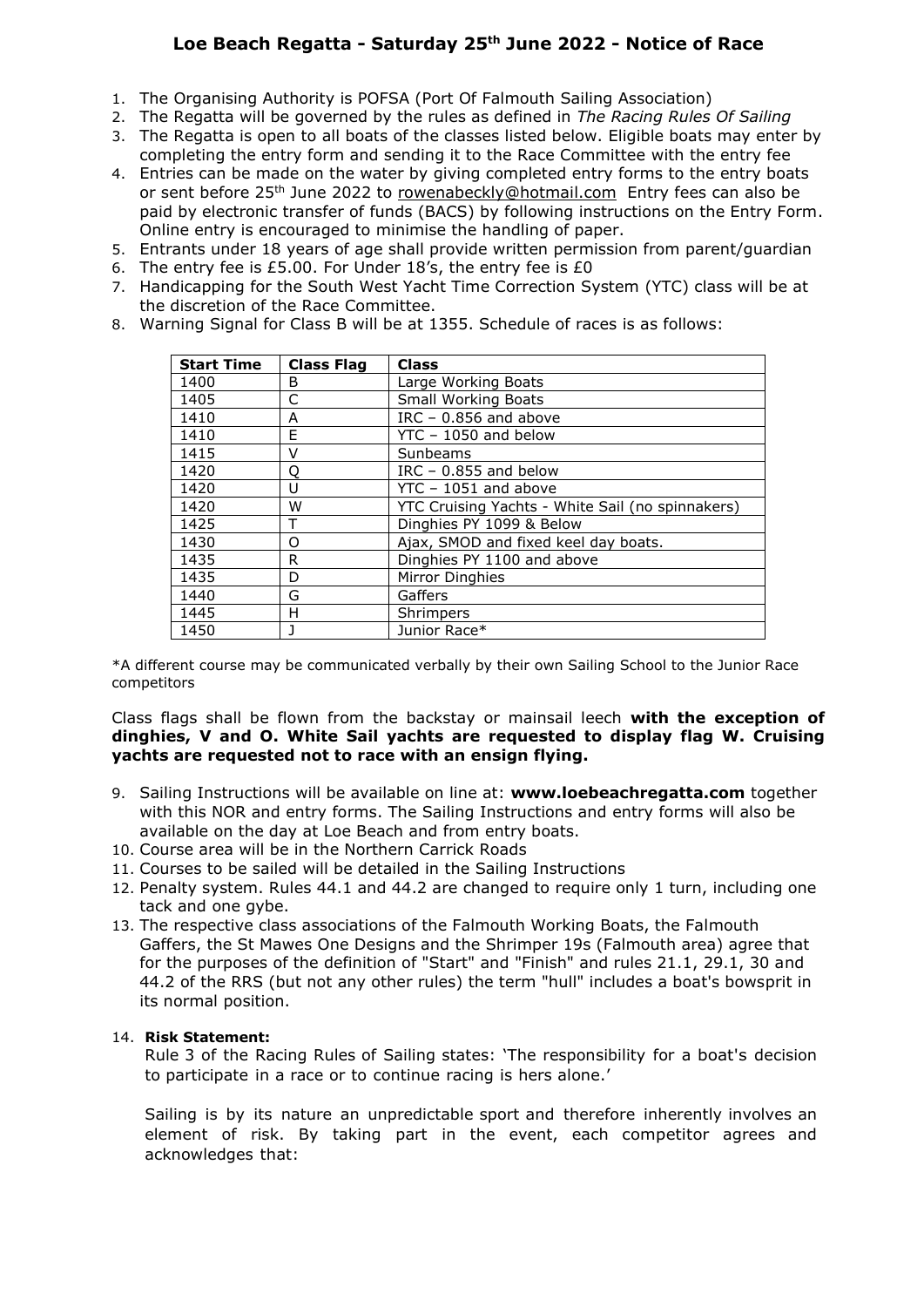# Loe Beach Regatta - Saturday 25th June 2022 - Notice of Race

1. The Organising Authority is POFSA (Port Of Falmouth Sailing Association)
2. The Regatta will be governed by the rules as defined in *The Racing Rules Of Sailing*
3. The Regatta is open to all boats of the classes listed below. Eligible boats may enter by completing the entry form and sending it to the Race Committee with the entry fee
4. Entries can be made on the water by giving completed entry forms to the entry boats or sent before 25th June 2022 to rowenabeckly@hotmail.com Entry fees can also be paid by electronic transfer of funds (BACS) by following instructions on the Entry Form. Online entry is encouraged to minimise the handling of paper.
5. Entrants under 18 years of age shall provide written permission from parent/guardian
6. The entry fee is £5.00. For Under 18's, the entry fee is £0
7. Handicapping for the South West Yacht Time Correction System (YTC) class will be at the discretion of the Race Committee.
8. Warning Signal for Class B will be at 1355. Schedule of races is as follows:

| Start Time | Class Flag | Class |
|---|---|---|
| 1400 | B | Large Working Boats |
| 1405 | C | Small Working Boats |
| 1410 | A | IRC – 0.856 and above |
| 1410 | E | YTC – 1050 and below |
| 1415 | V | Sunbeams |
| 1420 | Q | IRC – 0.855 and below |
| 1420 | U | YTC – 1051 and above |
| 1420 | W | YTC Cruising Yachts - White Sail (no spinnakers) |
| 1425 | T | Dinghies PY 1099 & Below |
| 1430 | O | Ajax, SMOD and fixed keel day boats. |
| 1435 | R | Dinghies PY 1100 and above |
| 1435 | D | Mirror Dinghies |
| 1440 | G | Gaffers |
| 1445 | H | Shrimpers |
| 1450 | J | Junior Race* |

*A different course may be communicated verbally by their own Sailing School to the Junior Race competitors

Class flags shall be flown from the backstay or mainsail leech **with the exception of dinghies, V and O. White Sail yachts are requested to display flag W. Cruising yachts are requested not to race with an ensign flying.**

9. Sailing Instructions will be available on line at: **www.loebeachregatta.com** together with this NOR and entry forms. The Sailing Instructions and entry forms will also be available on the day at Loe Beach and from entry boats.
10. Course area will be in the Northern Carrick Roads
11. Courses to be sailed will be detailed in the Sailing Instructions
12. Penalty system. Rules 44.1 and 44.2 are changed to require only 1 turn, including one tack and one gybe.
13. The respective class associations of the Falmouth Working Boats, the Falmouth Gaffers, the St Mawes One Designs and the Shrimper 19s (Falmouth area) agree that for the purposes of the definition of "Start" and "Finish" and rules 21.1, 29.1, 30 and 44.2 of the RRS (but not any other rules) the term "hull" includes a boat's bowsprit in its normal position.
14. **Risk Statement:**
    Rule 3 of the Racing Rules of Sailing states: 'The responsibility for a boat's decision to participate in a race or to continue racing is hers alone.'

    Sailing is by its nature an unpredictable sport and therefore inherently involves an element of risk. By taking part in the event, each competitor agrees and acknowledges that: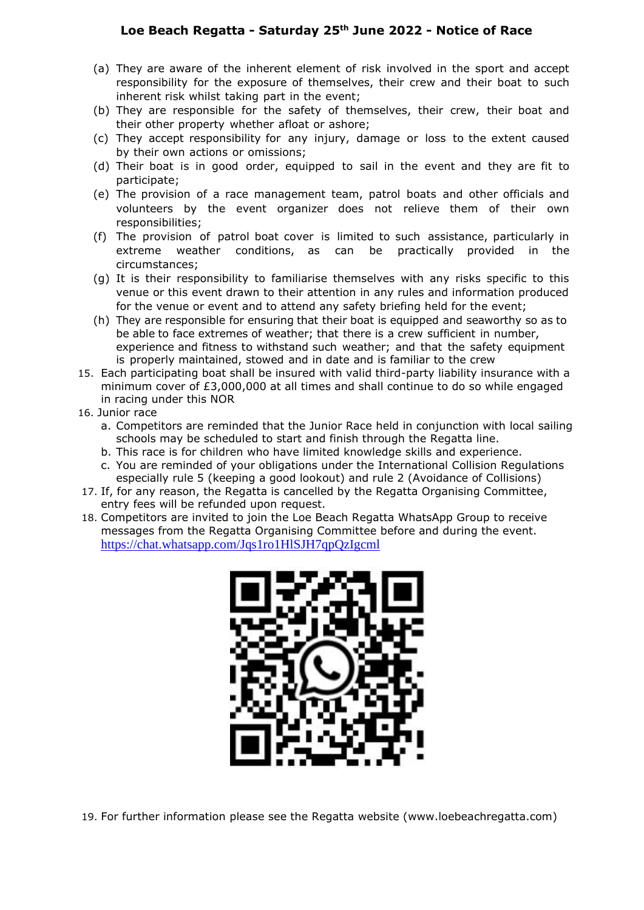(a) They are aware of the inherent element of risk involved in the sport and accept responsibility for the exposure of themselves, their crew and their boat to such inherent risk whilst taking part in the event;
(b) They are responsible for the safety of themselves, their crew, their boat and their other property whether afloat or ashore;
(c) They accept responsibility for any injury, damage or loss to the extent caused by their own actions or omissions;
(d) Their boat is in good order, equipped to sail in the event and they are fit to participate;
(e) The provision of a race management team, patrol boats and other officials and volunteers by the event organizer does not relieve them of their own responsibilities;
(f) The provision of patrol boat cover is limited to such assistance, particularly in extreme weather conditions, as can be practically provided in the circumstances;
(g) It is their responsibility to familiarise themselves with any risks specific to this venue or this event drawn to their attention in any rules and information produced for the venue or event and to attend any safety briefing held for the event;
(h) They are responsible for ensuring that their boat is equipped and seaworthy so as to be able to face extremes of weather; that there is a crew sufficient in number, experience and fitness to withstand such weather; and that the safety equipment is properly maintained, stowed and in date and is familiar to the crew

15. Each participating boat shall be insured with valid third-party liability insurance with a minimum cover of £3,000,000 at all times and shall continue to do so while engaged in racing under this NOR
16. Junior race
    a. Competitors are reminded that the Junior Race held in conjunction with local sailing schools may be scheduled to start and finish through the Regatta line.
    b. This race is for children who have limited knowledge skills and experience.
    c. You are reminded of your obligations under the International Collision Regulations especially rule 5 (keeping a good lookout) and rule 2 (Avoidance of Collisions)
17. If, for any reason, the Regatta is cancelled by the Regatta Organising Committee, entry fees will be refunded upon request.
18. Competitors are invited to join the Loe Beach Regatta WhatsApp Group to receive messages from the Regatta Organising Committee before and during the event. https://chat.whatsapp.com/Jqs1ro1HlSJH7qpQzIgcml
19. For further information please see the Regatta website (www.loebeachregatta.com)